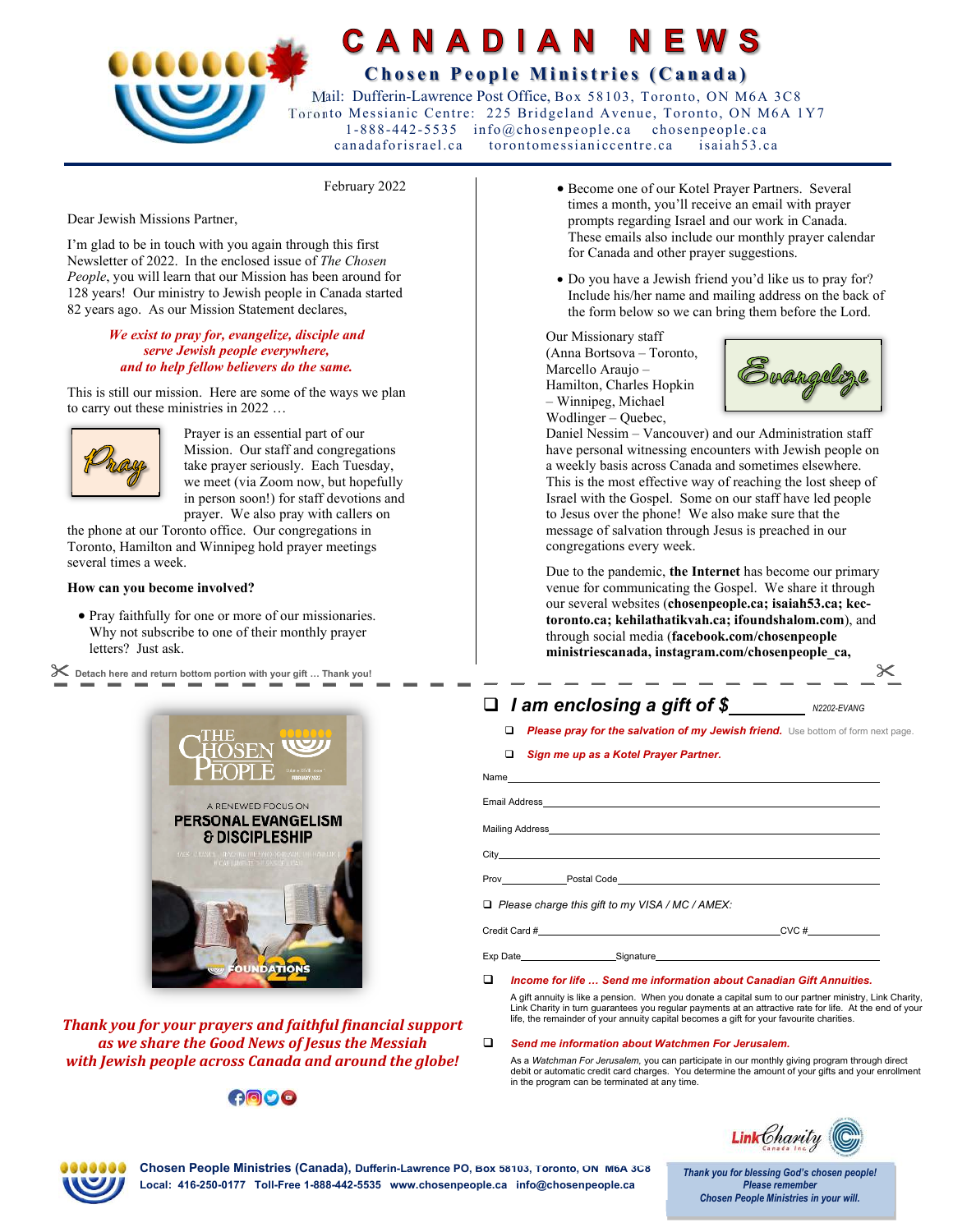# CANADIAN NEWS

## Chosen People Ministries (Canada)

Mail: Dufferin-Lawrence Post Office, Box 58103, Toronto, ON M6A 3C8
Toronto Messianic Centre: 225 Bridgeland Avenue, Toronto, ON M6A 1Y7
1-888-442-5535 info@chosenpeople.ca chosenpeople.ca
canadaforisrael.ca torontomessianiccentre.ca isaiah53.ca

February 2022

Dear Jewish Missions Partner,

I'm glad to be in touch with you again through this first Newsletter of 2022. In the enclosed issue of *The Chosen People*, you will learn that our Mission has been around for 128 years! Our ministry to Jewish people in Canada started 82 years ago. As our Mission Statement declares,

*We exist to pray for, evangelize, disciple and serve Jewish people everywhere, and to help fellow believers do the same.*

This is still our mission. Here are some of the ways we plan to carry out these ministries in 2022 …

**Pray**

Prayer is an essential part of our Mission. Our staff and congregations take prayer seriously. Each Tuesday, we meet (via Zoom now, but hopefully in person soon!) for staff devotions and prayer. We also pray with callers on the phone at our Toronto office. Our congregations in Toronto, Hamilton and Winnipeg hold prayer meetings several times a week.

**How can you become involved?**

- Pray faithfully for one or more of our missionaries. Why not subscribe to one of their monthly prayer letters? Just ask.
- Become one of our Kotel Prayer Partners. Several times a month, you'll receive an email with prayer prompts regarding Israel and our work in Canada. These emails also include our monthly prayer calendar for Canada and other prayer suggestions.
- Do you have a Jewish friend you'd like us to pray for? Include his/her name and mailing address on the back of the form below so we can bring them before the Lord.

**Evangelize**

Our Missionary staff (Anna Bortsova – Toronto, Marcello Araujo – Hamilton, Charles Hopkin – Winnipeg, Michael Wodlinger – Quebec, Daniel Nessim – Vancouver) and our Administration staff have personal witnessing encounters with Jewish people on a weekly basis across Canada and sometimes elsewhere. This is the most effective way of reaching the lost sheep of Israel with the Gospel. Some on our staff have led people to Jesus over the phone! We also make sure that the message of salvation through Jesus is preached in our congregations every week.

Due to the pandemic, **the Internet** has become our primary venue for communicating the Gospel. We share it through our several websites (**chosenpeople.ca; isaiah53.ca; kec-toronto.ca; kehilathatikvah.ca; ifoundshalom.com**), and through social media (**facebook.com/chosenpeople ministriescanada, instagram.com/chosenpeople_ca,**

✂ Detach here and return bottom portion with your gift … Thank you!

THE CHOSEN PEOPLE — FEBRUARY 2022
A RENEWED FOCUS ON PERSONAL EVANGELISM & DISCIPLESHIP
FOUNDATIONS '22

***Thank you for your prayers and faithful financial support as we share the Good News of Jesus the Messiah with Jewish people across Canada and around the globe!***

❑ ***I am enclosing a gift of $________*** N2202-EVANG

- ❑ ***Please pray for the salvation of my Jewish friend.*** Use bottom of form next page.
- ❑ ***Sign me up as a Kotel Prayer Partner.***

Name________________________________________

Email Address________________________________

Mailing Address______________________________

City_________________________________________

Prov____________ Postal Code_________________

❑ *Please charge this gift to my VISA / MC / AMEX:*

Credit Card #__________________________ CVC #__________

Exp Date________________ Signature________________________

❑ ***Income for life … Send me information about Canadian Gift Annuities.***

A gift annuity is like a pension. When you donate a capital sum to our partner ministry, Link Charity, Link Charity in turn guarantees you regular payments at an attractive rate for life. At the end of your life, the remainder of your annuity capital becomes a gift for your favourite charities.

❑ ***Send me information about Watchmen For Jerusalem.***

As a *Watchmen For Jerusalem*, you can participate in our monthly giving program through direct debit or automatic credit card charges. You determine the amount of your gifts and your enrollment in the program can be terminated at any time.

Link Charity Canada Inc.

**Chosen People Ministries (Canada),** Dufferin-Lawrence PO, Box 58103, Toronto, ON M6A 3C8
Local: 416-250-0177 Toll-Free 1-888-442-5535 www.chosenpeople.ca info@chosenpeople.ca

*Thank you for blessing God's chosen people! Please remember Chosen People Ministries in your will.*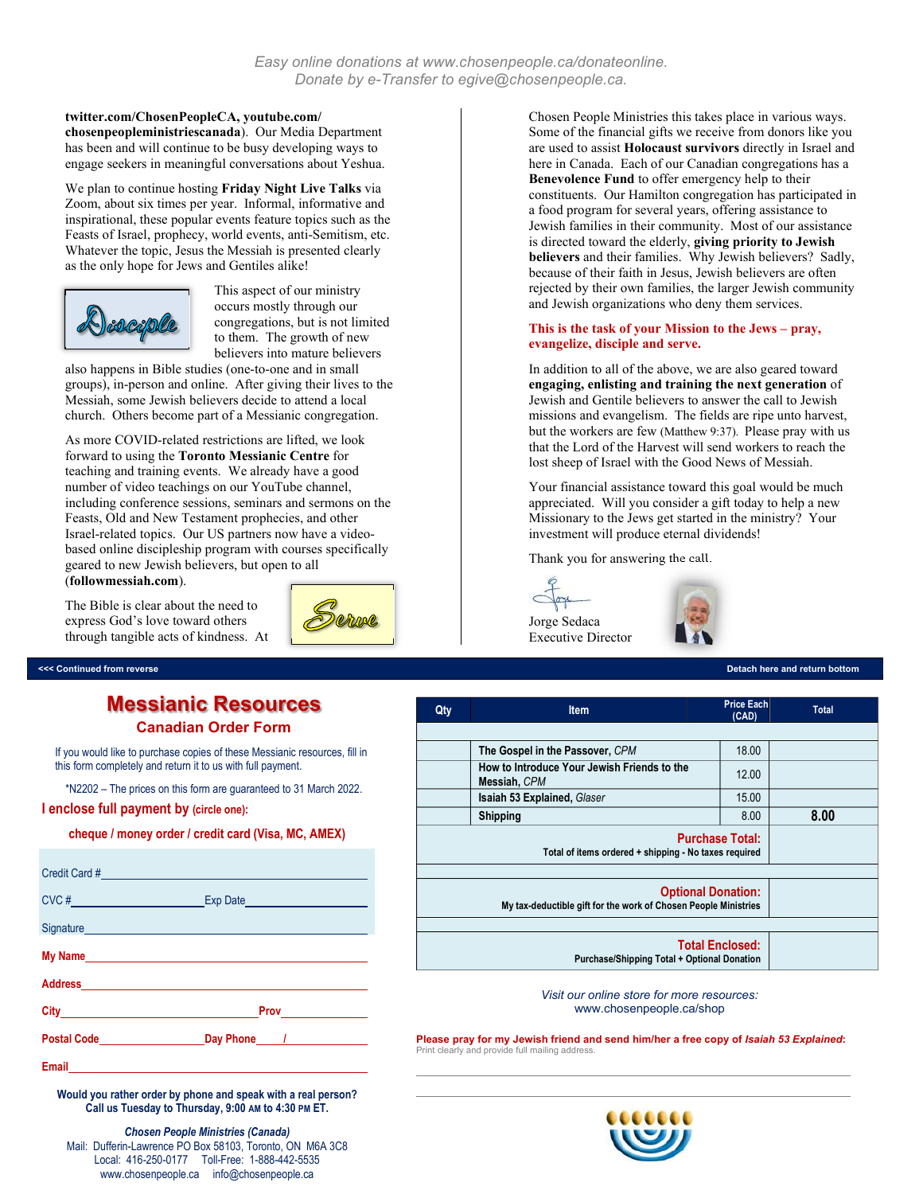*Easy online donations at www.chosenpeople.ca/donateonline.*
*Donate by e-Transfer to egive@chosenpeople.ca.*

**twitter.com/ChosenPeopleCA, youtube.com/chosenpeopleministriescanada**). Our Media Department has been and will continue to be busy developing ways to engage seekers in meaningful conversations about Yeshua.

We plan to continue hosting **Friday Night Live Talks** via Zoom, about six times per year. Informal, informative and inspirational, these popular events feature topics such as the Feasts of Israel, prophecy, world events, anti-Semitism, etc. Whatever the topic, Jesus the Messiah is presented clearly as the only hope for Jews and Gentiles alike!

**Disciple**

This aspect of our ministry occurs mostly through our congregations, but is not limited to them. The growth of new believers into mature believers also happens in Bible studies (one-to-one and in small groups), in-person and online. After giving their lives to the Messiah, some Jewish believers decide to attend a local church. Others become part of a Messianic congregation.

As more COVID-related restrictions are lifted, we look forward to using the **Toronto Messianic Centre** for teaching and training events. We already have a good number of video teachings on our YouTube channel, including conference sessions, seminars and sermons on the Feasts, Old and New Testament prophecies, and other Israel-related topics. Our US partners now have a video-based online discipleship program with courses specifically geared to new Jewish believers, but open to all (**followmessiah.com**).

**Serve**

The Bible is clear about the need to express God's love toward others through tangible acts of kindness. At Chosen People Ministries this takes place in various ways. Some of the financial gifts we receive from donors like you are used to assist **Holocaust survivors** directly in Israel and here in Canada. Each of our Canadian congregations has a **Benevolence Fund** to offer emergency help to their constituents. Our Hamilton congregation has participated in a food program for several years, offering assistance to Jewish families in their community. Most of our assistance is directed toward the elderly, **giving priority to Jewish believers** and their families. Why Jewish believers? Sadly, because of their faith in Jesus, Jewish believers are often rejected by their own families, the larger Jewish community and Jewish organizations who deny them services.

**This is the task of your Mission to the Jews – pray, evangelize, disciple and serve.**

In addition to all of the above, we are also geared toward **engaging, enlisting and training the next generation** of Jewish and Gentile believers to answer the call to Jewish missions and evangelism. The fields are ripe unto harvest, but the workers are few (Matthew 9:37). Please pray with us that the Lord of the Harvest will send workers to reach the lost sheep of Israel with the Good News of Messiah.

Your financial assistance toward this goal would be much appreciated. Will you consider a gift today to help a new Missionary to the Jews get started in the ministry? Your investment will produce eternal dividends!

Thank you for answering the call.

Jorge Sedaca
Executive Director

<<< Continued from reverse — Detach here and return bottom

# Messianic Resources
## Canadian Order Form

If you would like to purchase copies of these Messianic resources, fill in this form completely and return it to us with full payment.

*N2202 – The prices on this form are guaranteed to 31 March 2022.

**I enclose full payment by (circle one):**

**cheque / money order / credit card (Visa, MC, AMEX)**

Credit Card #\_\_\_\_\_\_\_\_\_\_

CVC #\_\_\_\_\_\_\_\_ Exp Date\_\_\_\_\_\_\_\_

Signature\_\_\_\_\_\_\_\_\_\_

**My Name**\_\_\_\_\_\_\_\_\_\_

**Address**\_\_\_\_\_\_\_\_\_\_

**City**\_\_\_\_\_\_\_\_ **Prov**\_\_\_\_\_\_\_\_

**Postal Code**\_\_\_\_\_\_\_\_ **Day Phone**\_\_\_\_ /\_\_\_\_\_\_\_\_

**Email**\_\_\_\_\_\_\_\_\_\_

**Would you rather order by phone and speak with a real person? Call us Tuesday to Thursday, 9:00 AM to 4:30 PM ET.**

*Chosen People Ministries (Canada)*
Mail: Dufferin-Lawrence PO Box 58103, Toronto, ON M6A 3C8
Local: 416-250-0177 Toll-Free: 1-888-442-5535
www.chosenpeople.ca info@chosenpeople.ca

| Qty | Item | Price Each (CAD) | Total |
|---|---|---|---|
| | | | |
| | **The Gospel in the Passover**, *CPM* | 18.00 | |
| | **How to Introduce Your Jewish Friends to the Messiah**, *CPM* | 12.00 | |
| | **Isaiah 53 Explained**, *Glaser* | 15.00 | |
| | **Shipping** | 8.00 | **8.00** |
| | **Purchase Total:** Total of items ordered + shipping - No taxes required | | |
| | **Optional Donation:** My tax-deductible gift for the work of Chosen People Ministries | | |
| | **Total Enclosed:** Purchase/Shipping Total + Optional Donation | | |

*Visit our online store for more resources:*
www.chosenpeople.ca/shop

**Please pray for my Jewish friend and send him/her a free copy of *Isaiah 53 Explained*:**
Print clearly and provide full mailing address.

\_\_\_\_\_\_\_\_\_\_\_\_\_\_\_\_\_\_\_\_

\_\_\_\_\_\_\_\_\_\_\_\_\_\_\_\_\_\_\_\_